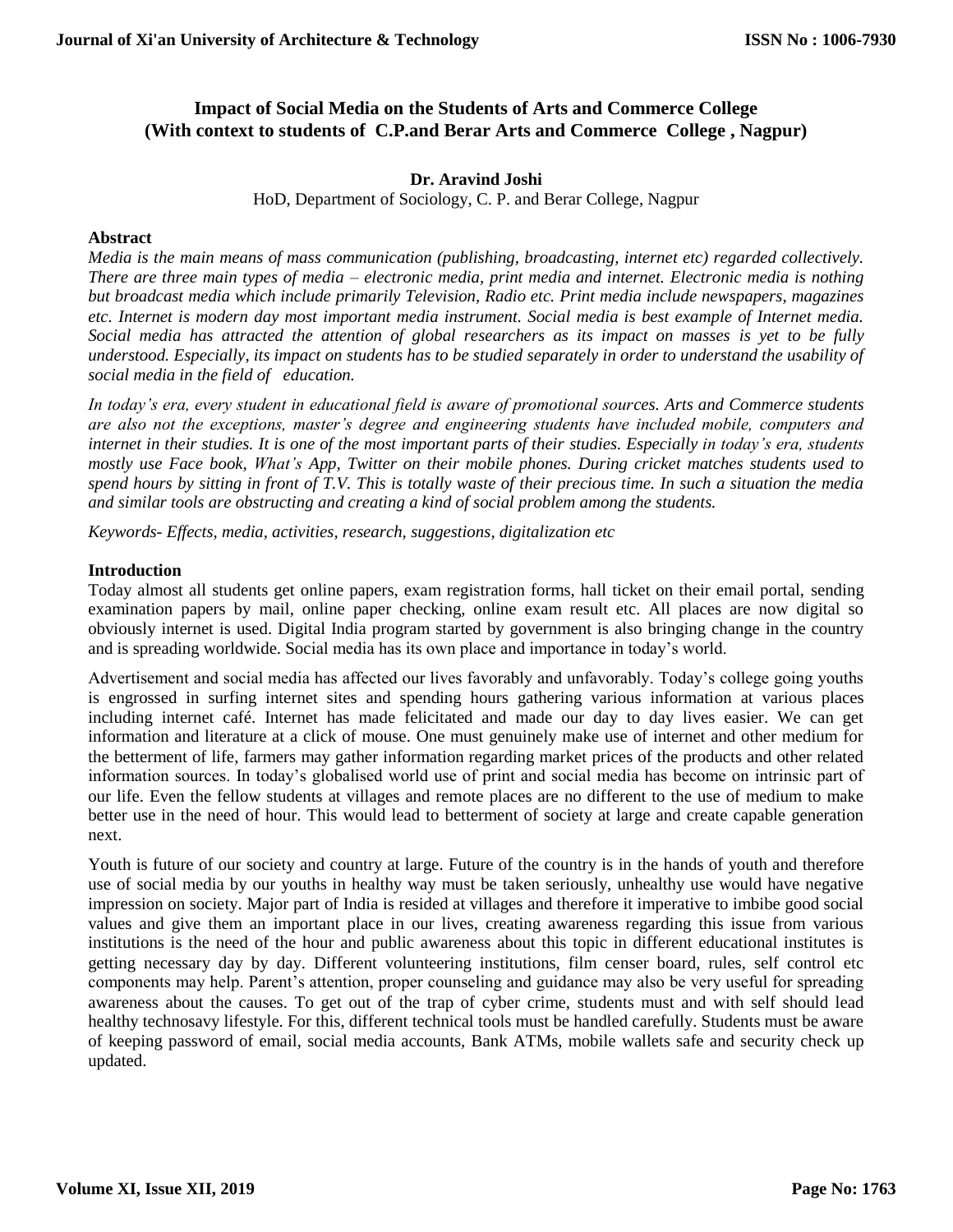# Impact of Social Media on the Students of Arts and Commerce College (With context to students of C.P.and Berar Arts and Commerce College , Nagpur)

**Dr. Aravind Joshi**

HoD, Department of Sociology, C. P. and Berar College, Nagpur

## Abstract

*Media is the main means of mass communication (publishing, broadcasting, internet etc) regarded collectively. There are three main types of media – electronic media, print media and internet. Electronic media is nothing but broadcast media which include primarily Television, Radio etc. Print media include newspapers, magazines etc. Internet is modern day most important media instrument. Social media is best example of Internet media. Social media has attracted the attention of global researchers as its impact on masses is yet to be fully understood. Especially, its impact on students has to be studied separately in order to understand the usability of social media in the field of education.*

*In today's era, every student in educational field is aware of promotional sources. Arts and Commerce students are also not the exceptions, master's degree and engineering students have included mobile, computers and internet in their studies. It is one of the most important parts of their studies. Especially in today's era, students mostly use Face book, What's App, Twitter on their mobile phones. During cricket matches students used to spend hours by sitting in front of T.V. This is totally waste of their precious time. In such a situation the media and similar tools are obstructing and creating a kind of social problem among the students.*

*Keywords- Effects, media, activities, research, suggestions, digitalization etc*

## Introduction

Today almost all students get online papers, exam registration forms, hall ticket on their email portal, sending examination papers by mail, online paper checking, online exam result etc. All places are now digital so obviously internet is used. Digital India program started by government is also bringing change in the country and is spreading worldwide. Social media has its own place and importance in today's world.

Advertisement and social media has affected our lives favorably and unfavorably. Today's college going youths is engrossed in surfing internet sites and spending hours gathering various information at various places including internet café. Internet has made felicitated and made our day to day lives easier. We can get information and literature at a click of mouse. One must genuinely make use of internet and other medium for the betterment of life, farmers may gather information regarding market prices of the products and other related information sources. In today's globalised world use of print and social media has become on intrinsic part of our life. Even the fellow students at villages and remote places are no different to the use of medium to make better use in the need of hour. This would lead to betterment of society at large and create capable generation next.

Youth is future of our society and country at large. Future of the country is in the hands of youth and therefore use of social media by our youths in healthy way must be taken seriously, unhealthy use would have negative impression on society. Major part of India is resided at villages and therefore it imperative to imbibe good social values and give them an important place in our lives, creating awareness regarding this issue from various institutions is the need of the hour and public awareness about this topic in different educational institutes is getting necessary day by day. Different volunteering institutions, film censer board, rules, self control etc components may help. Parent's attention, proper counseling and guidance may also be very useful for spreading awareness about the causes. To get out of the trap of cyber crime, students must and with self should lead healthy technosavy lifestyle. For this, different technical tools must be handled carefully. Students must be aware of keeping password of email, social media accounts, Bank ATMs, mobile wallets safe and security check up updated.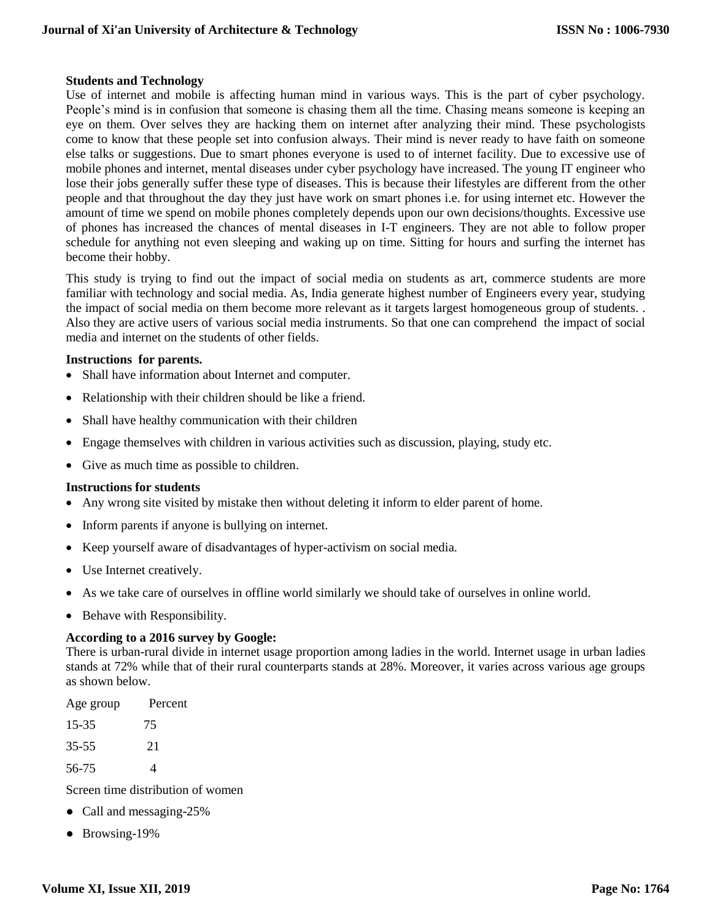**Students and Technology**

Use of internet and mobile is affecting human mind in various ways. This is the part of cyber psychology. People's mind is in confusion that someone is chasing them all the time. Chasing means someone is keeping an eye on them. Over selves they are hacking them on internet after analyzing their mind. These psychologists come to know that these people set into confusion always. Their mind is never ready to have faith on someone else talks or suggestions. Due to smart phones everyone is used to of internet facility. Due to excessive use of mobile phones and internet, mental diseases under cyber psychology have increased. The young IT engineer who lose their jobs generally suffer these type of diseases. This is because their lifestyles are different from the other people and that throughout the day they just have work on smart phones i.e. for using internet etc. However the amount of time we spend on mobile phones completely depends upon our own decisions/thoughts. Excessive use of phones has increased the chances of mental diseases in I-T engineers. They are not able to follow proper schedule for anything not even sleeping and waking up on time. Sitting for hours and surfing the internet has become their hobby.

This study is trying to find out the impact of social media on students as art, commerce students are more familiar with technology and social media. As, India generate highest number of Engineers every year, studying the impact of social media on them become more relevant as it targets largest homogeneous group of students. . Also they are active users of various social media instruments. So that one can comprehend the impact of social media and internet on the students of other fields.

**Instructions for parents.**

- Shall have information about Internet and computer.
- Relationship with their children should be like a friend.
- Shall have healthy communication with their children
- Engage themselves with children in various activities such as discussion, playing, study etc.
- Give as much time as possible to children.

**Instructions for students**

- Any wrong site visited by mistake then without deleting it inform to elder parent of home.
- Inform parents if anyone is bullying on internet.
- Keep yourself aware of disadvantages of hyper-activism on social media.
- Use Internet creatively.
- As we take care of ourselves in offline world similarly we should take of ourselves in online world.
- Behave with Responsibility.

**According to a 2016 survey by Google:**

There is urban-rural divide in internet usage proportion among ladies in the world. Internet usage in urban ladies stands at 72% while that of their rural counterparts stands at 28%. Moreover, it varies across various age groups as shown below.

| Age group | Percent |
|---|---|
| 15-35 | 75 |
| 35-55 | 21 |
| 56-75 | 4 |

Screen time distribution of women

- Call and messaging-25%
- Browsing-19%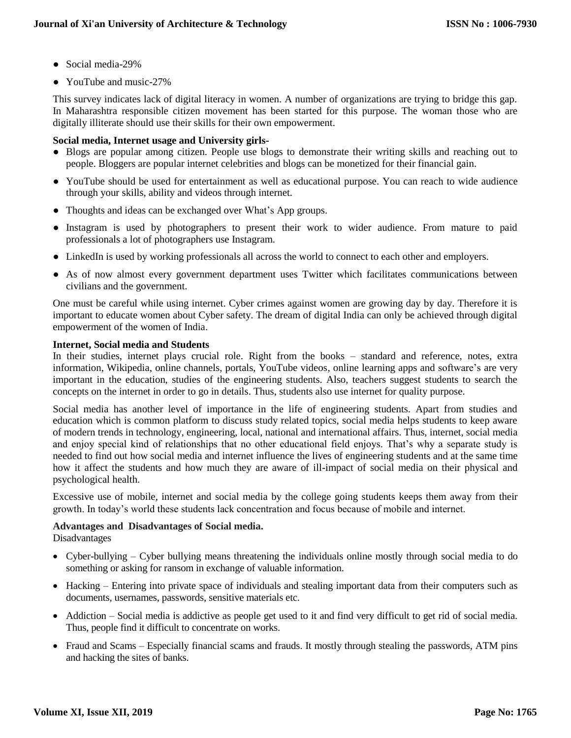- Social media-29%
- YouTube and music-27%

This survey indicates lack of digital literacy in women. A number of organizations are trying to bridge this gap. In Maharashtra responsible citizen movement has been started for this purpose. The woman those who are digitally illiterate should use their skills for their own empowerment.

**Social media, Internet usage and University girls-**

- Blogs are popular among citizen. People use blogs to demonstrate their writing skills and reaching out to people. Bloggers are popular internet celebrities and blogs can be monetized for their financial gain.
- YouTube should be used for entertainment as well as educational purpose. You can reach to wide audience through your skills, ability and videos through internet.
- Thoughts and ideas can be exchanged over What's App groups.
- Instagram is used by photographers to present their work to wider audience. From mature to paid professionals a lot of photographers use Instagram.
- LinkedIn is used by working professionals all across the world to connect to each other and employers.
- As of now almost every government department uses Twitter which facilitates communications between civilians and the government.

One must be careful while using internet. Cyber crimes against women are growing day by day. Therefore it is important to educate women about Cyber safety. The dream of digital India can only be achieved through digital empowerment of the women of India.

**Internet, Social media and Students**

In their studies, internet plays crucial role. Right from the books – standard and reference, notes, extra information, Wikipedia, online channels, portals, YouTube videos, online learning apps and software's are very important in the education, studies of the engineering students. Also, teachers suggest students to search the concepts on the internet in order to go in details. Thus, students also use internet for quality purpose.

Social media has another level of importance in the life of engineering students. Apart from studies and education which is common platform to discuss study related topics, social media helps students to keep aware of modern trends in technology, engineering, local, national and international affairs. Thus, internet, social media and enjoy special kind of relationships that no other educational field enjoys. That's why a separate study is needed to find out how social media and internet influence the lives of engineering students and at the same time how it affect the students and how much they are aware of ill-impact of social media on their physical and psychological health.

Excessive use of mobile, internet and social media by the college going students keeps them away from their growth. In today's world these students lack concentration and focus because of mobile and internet.

**Advantages and Disadvantages of Social media.**

Disadvantages

- Cyber-bullying – Cyber bullying means threatening the individuals online mostly through social media to do something or asking for ransom in exchange of valuable information.
- Hacking – Entering into private space of individuals and stealing important data from their computers such as documents, usernames, passwords, sensitive materials etc.
- Addiction – Social media is addictive as people get used to it and find very difficult to get rid of social media. Thus, people find it difficult to concentrate on works.
- Fraud and Scams – Especially financial scams and frauds. It mostly through stealing the passwords, ATM pins and hacking the sites of banks.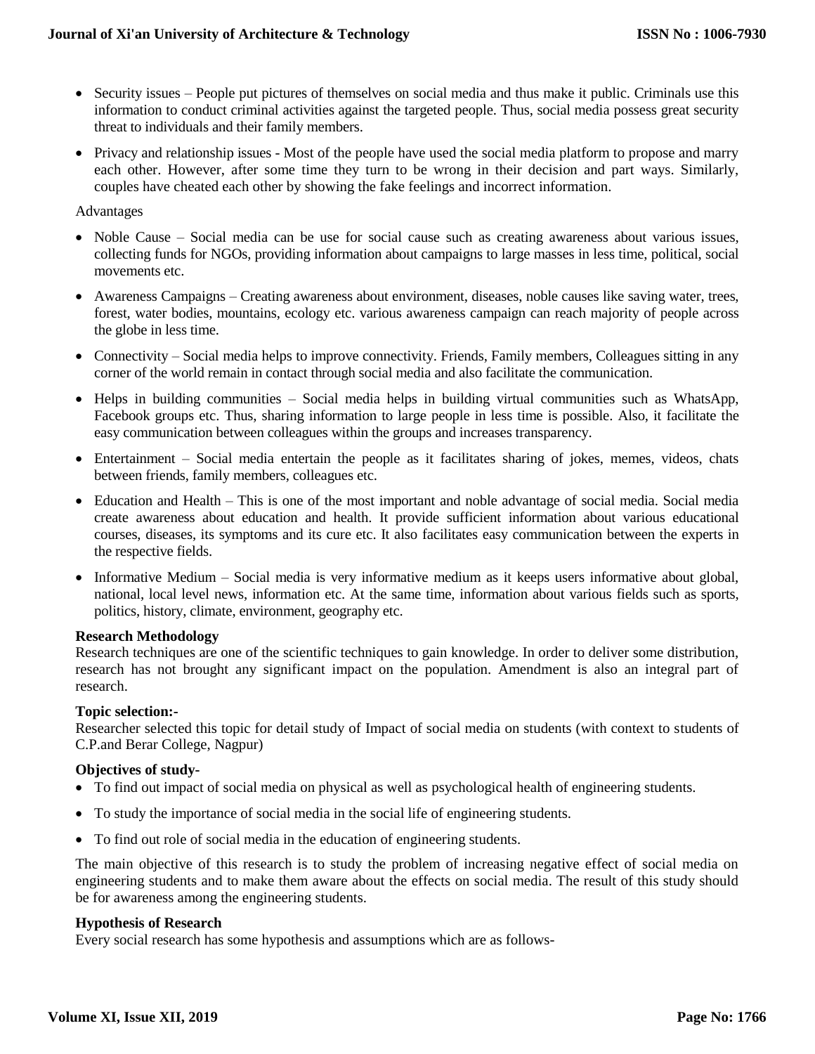- Security issues – People put pictures of themselves on social media and thus make it public. Criminals use this information to conduct criminal activities against the targeted people. Thus, social media possess great security threat to individuals and their family members.
- Privacy and relationship issues - Most of the people have used the social media platform to propose and marry each other. However, after some time they turn to be wrong in their decision and part ways. Similarly, couples have cheated each other by showing the fake feelings and incorrect information.

Advantages

- Noble Cause – Social media can be use for social cause such as creating awareness about various issues, collecting funds for NGOs, providing information about campaigns to large masses in less time, political, social movements etc.
- Awareness Campaigns – Creating awareness about environment, diseases, noble causes like saving water, trees, forest, water bodies, mountains, ecology etc. various awareness campaign can reach majority of people across the globe in less time.
- Connectivity – Social media helps to improve connectivity. Friends, Family members, Colleagues sitting in any corner of the world remain in contact through social media and also facilitate the communication.
- Helps in building communities – Social media helps in building virtual communities such as WhatsApp, Facebook groups etc. Thus, sharing information to large people in less time is possible. Also, it facilitate the easy communication between colleagues within the groups and increases transparency.
- Entertainment – Social media entertain the people as it facilitates sharing of jokes, memes, videos, chats between friends, family members, colleagues etc.
- Education and Health – This is one of the most important and noble advantage of social media. Social media create awareness about education and health. It provide sufficient information about various educational courses, diseases, its symptoms and its cure etc. It also facilitates easy communication between the experts in the respective fields.
- Informative Medium – Social media is very informative medium as it keeps users informative about global, national, local level news, information etc. At the same time, information about various fields such as sports, politics, history, climate, environment, geography etc.

**Research Methodology**

Research techniques are one of the scientific techniques to gain knowledge. In order to deliver some distribution, research has not brought any significant impact on the population. Amendment is also an integral part of research.

**Topic selection:-**

Researcher selected this topic for detail study of Impact of social media on students (with context to students of C.P.and Berar College, Nagpur)

**Objectives of study-**

- To find out impact of social media on physical as well as psychological health of engineering students.
- To study the importance of social media in the social life of engineering students.
- To find out role of social media in the education of engineering students.

The main objective of this research is to study the problem of increasing negative effect of social media on engineering students and to make them aware about the effects on social media. The result of this study should be for awareness among the engineering students.

**Hypothesis of Research**

Every social research has some hypothesis and assumptions which are as follows-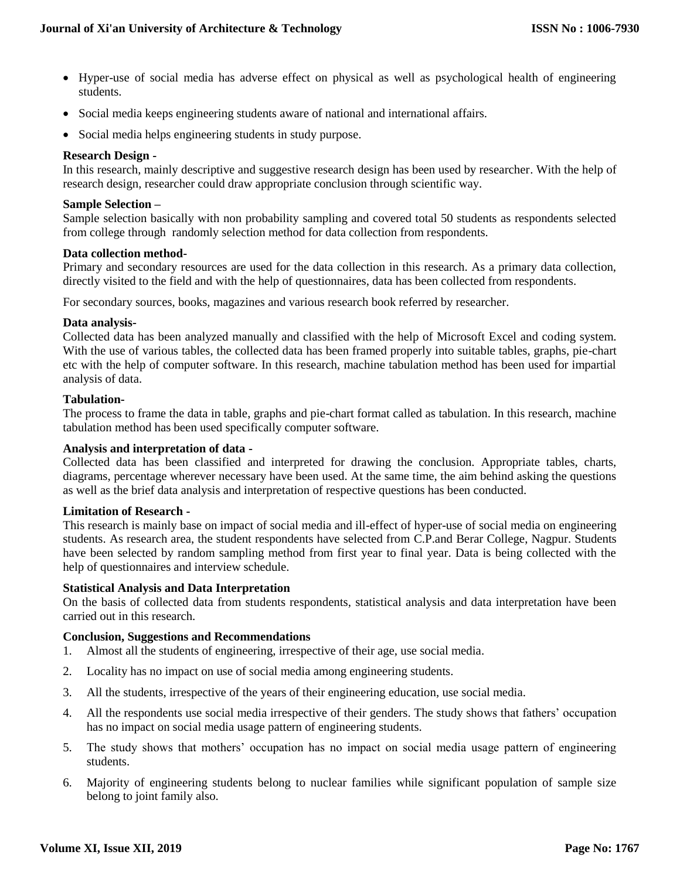- Hyper-use of social media has adverse effect on physical as well as psychological health of engineering students.
- Social media keeps engineering students aware of national and international affairs.
- Social media helps engineering students in study purpose.

**Research Design -**
In this research, mainly descriptive and suggestive research design has been used by researcher. With the help of research design, researcher could draw appropriate conclusion through scientific way.

**Sample Selection –**
Sample selection basically with non probability sampling and covered total 50 students as respondents selected from college through randomly selection method for data collection from respondents.

**Data collection method-**
Primary and secondary resources are used for the data collection in this research. As a primary data collection, directly visited to the field and with the help of questionnaires, data has been collected from respondents.

For secondary sources, books, magazines and various research book referred by researcher.

**Data analysis-**
Collected data has been analyzed manually and classified with the help of Microsoft Excel and coding system. With the use of various tables, the collected data has been framed properly into suitable tables, graphs, pie-chart etc with the help of computer software. In this research, machine tabulation method has been used for impartial analysis of data.

**Tabulation-**
The process to frame the data in table, graphs and pie-chart format called as tabulation. In this research, machine tabulation method has been used specifically computer software.

**Analysis and interpretation of data -**
Collected data has been classified and interpreted for drawing the conclusion. Appropriate tables, charts, diagrams, percentage wherever necessary have been used. At the same time, the aim behind asking the questions as well as the brief data analysis and interpretation of respective questions has been conducted.

**Limitation of Research -**
This research is mainly base on impact of social media and ill-effect of hyper-use of social media on engineering students. As research area, the student respondents have selected from C.P.and Berar College, Nagpur. Students have been selected by random sampling method from first year to final year. Data is being collected with the help of questionnaires and interview schedule.

**Statistical Analysis and Data Interpretation**
On the basis of collected data from students respondents, statistical analysis and data interpretation have been carried out in this research.

**Conclusion, Suggestions and Recommendations**

1. Almost all the students of engineering, irrespective of their age, use social media.
2. Locality has no impact on use of social media among engineering students.
3. All the students, irrespective of the years of their engineering education, use social media.
4. All the respondents use social media irrespective of their genders. The study shows that fathers' occupation has no impact on social media usage pattern of engineering students.
5. The study shows that mothers' occupation has no impact on social media usage pattern of engineering students.
6. Majority of engineering students belong to nuclear families while significant population of sample size belong to joint family also.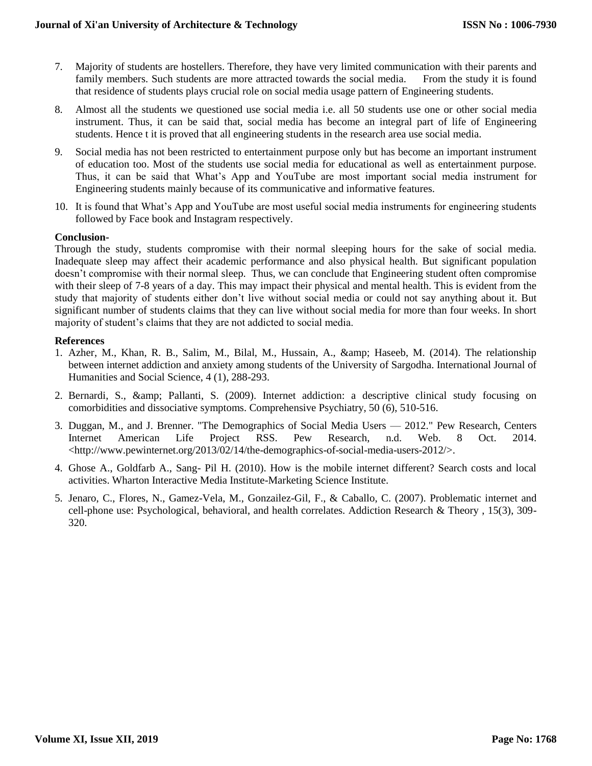7. Majority of students are hostellers. Therefore, they have very limited communication with their parents and family members. Such students are more attracted towards the social media. From the study it is found that residence of students plays crucial role on social media usage pattern of Engineering students.

8. Almost all the students we questioned use social media i.e. all 50 students use one or other social media instrument. Thus, it can be said that, social media has become an integral part of life of Engineering students. Hence t it is proved that all engineering students in the research area use social media.

9. Social media has not been restricted to entertainment purpose only but has become an important instrument of education too. Most of the students use social media for educational as well as entertainment purpose. Thus, it can be said that What's App and YouTube are most important social media instrument for Engineering students mainly because of its communicative and informative features.

10. It is found that What's App and YouTube are most useful social media instruments for engineering students followed by Face book and Instagram respectively.

**Conclusion-**

Through the study, students compromise with their normal sleeping hours for the sake of social media. Inadequate sleep may affect their academic performance and also physical health. But significant population doesn't compromise with their normal sleep. Thus, we can conclude that Engineering student often compromise with their sleep of 7-8 years of a day. This may impact their physical and mental health. This is evident from the study that majority of students either don't live without social media or could not say anything about it. But significant number of students claims that they can live without social media for more than four weeks. In short majority of student's claims that they are not addicted to social media.

**References**

1. Azher, M., Khan, R. B., Salim, M., Bilal, M., Hussain, A., &amp; Haseeb, M. (2014). The relationship between internet addiction and anxiety among students of the University of Sargodha. International Journal of Humanities and Social Science, 4 (1), 288-293.

2. Bernardi, S., &amp; Pallanti, S. (2009). Internet addiction: a descriptive clinical study focusing on comorbidities and dissociative symptoms. Comprehensive Psychiatry, 50 (6), 510-516.

3. Duggan, M., and J. Brenner. "The Demographics of Social Media Users — 2012." Pew Research, Centers Internet American Life Project RSS. Pew Research, n.d. Web. 8 Oct. 2014. <http://www.pewinternet.org/2013/02/14/the-demographics-of-social-media-users-2012/>.

4. Ghose A., Goldfarb A., Sang- Pil H. (2010). How is the mobile internet different? Search costs and local activities. Wharton Interactive Media Institute-Marketing Science Institute.

5. Jenaro, C., Flores, N., Gamez-Vela, M., Gonzailez-Gil, F., & Caballo, C. (2007). Problematic internet and cell-phone use: Psychological, behavioral, and health correlates. Addiction Research & Theory , 15(3), 309-320.